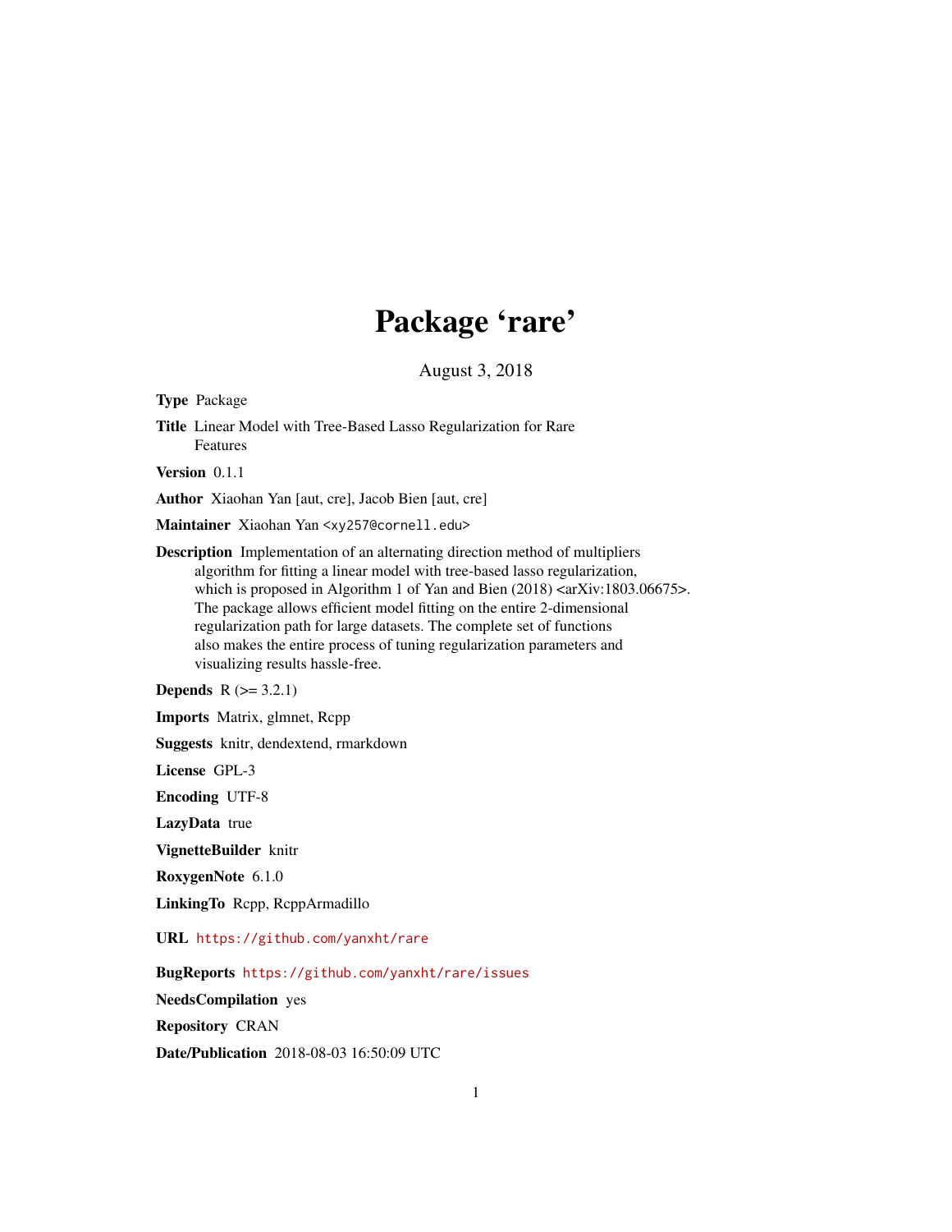# Package 'rare'

August 3, 2018

**Type** Package

**Title** Linear Model with Tree-Based Lasso Regularization for Rare Features

**Version** 0.1.1

**Author** Xiaohan Yan [aut, cre], Jacob Bien [aut, cre]

**Maintainer** Xiaohan Yan <xy257@cornell.edu>

**Description** Implementation of an alternating direction method of multipliers algorithm for fitting a linear model with tree-based lasso regularization, which is proposed in Algorithm 1 of Yan and Bien (2018) <arXiv:1803.06675>. The package allows efficient model fitting on the entire 2-dimensional regularization path for large datasets. The complete set of functions also makes the entire process of tuning regularization parameters and visualizing results hassle-free.

**Depends** R (>= 3.2.1)

**Imports** Matrix, glmnet, Rcpp

**Suggests** knitr, dendextend, rmarkdown

**License** GPL-3

**Encoding** UTF-8

**LazyData** true

**VignetteBuilder** knitr

**RoxygenNote** 6.1.0

**LinkingTo** Rcpp, RcppArmadillo

**URL** https://github.com/yanxht/rare

**BugReports** https://github.com/yanxht/rare/issues

**NeedsCompilation** yes

**Repository** CRAN

**Date/Publication** 2018-08-03 16:50:09 UTC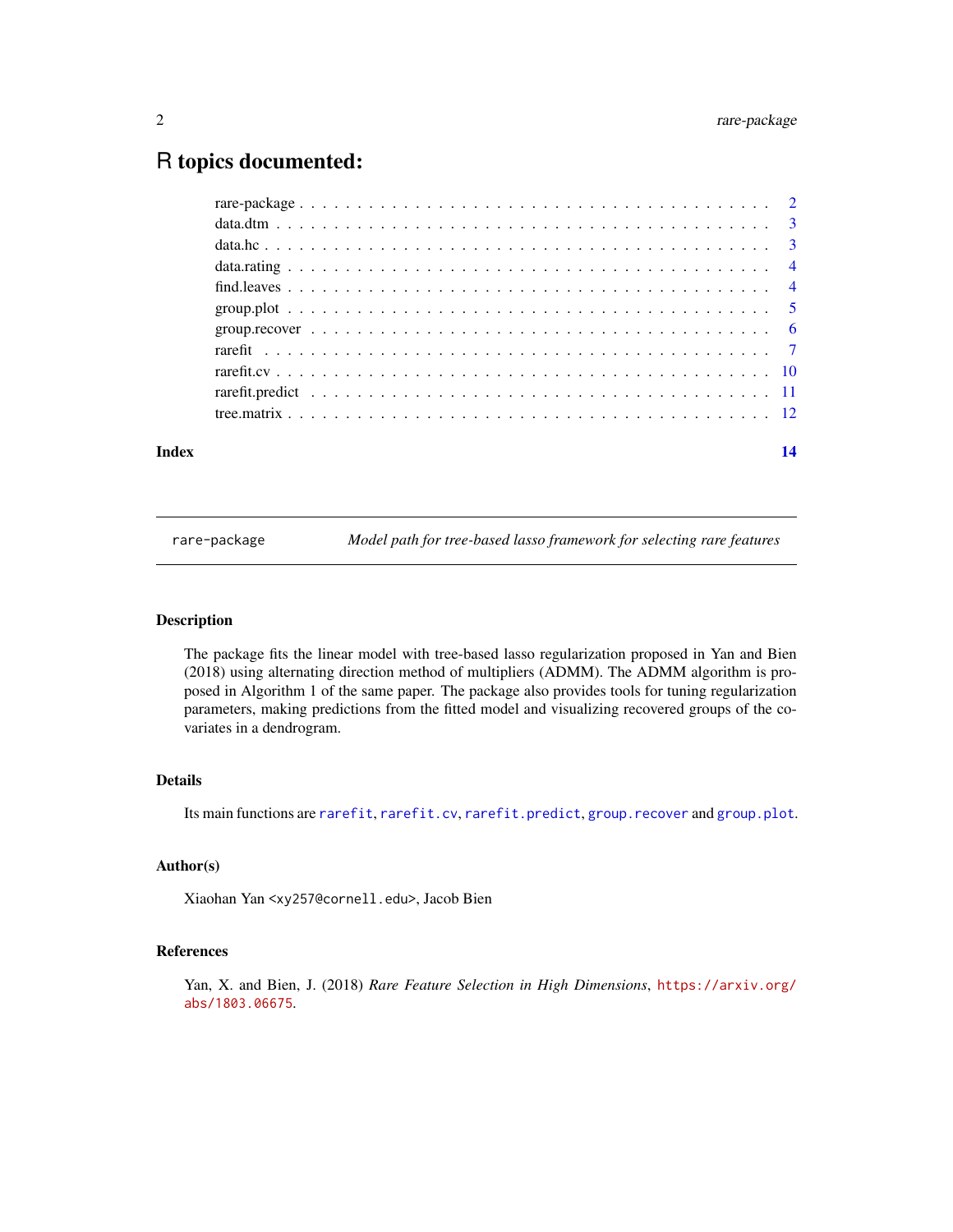# R topics documented:

| | |
|---|---|
| rare-package | 2 |
| data.dtm | 3 |
| data.hc | 3 |
| data.rating | 4 |
| find.leaves | 4 |
| group.plot | 5 |
| group.recover | 6 |
| rarefit | 7 |
| rarefit.cv | 10 |
| rarefit.predict | 11 |
| tree.matrix | 12 |
| **Index** | **14** |

---

rare-package — *Model path for tree-based lasso framework for selecting rare features*

---

## Description

The package fits the linear model with tree-based lasso regularization proposed in Yan and Bien (2018) using alternating direction method of multipliers (ADMM). The ADMM algorithm is proposed in Algorithm 1 of the same paper. The package also provides tools for tuning regularization parameters, making predictions from the fitted model and visualizing recovered groups of the covariates in a dendrogram.

## Details

Its main functions are `rarefit`, `rarefit.cv`, `rarefit.predict`, `group.recover` and `group.plot`.

## Author(s)

Xiaohan Yan <xy257@cornell.edu>, Jacob Bien

## References

Yan, X. and Bien, J. (2018) *Rare Feature Selection in High Dimensions*, https://arxiv.org/abs/1803.06675.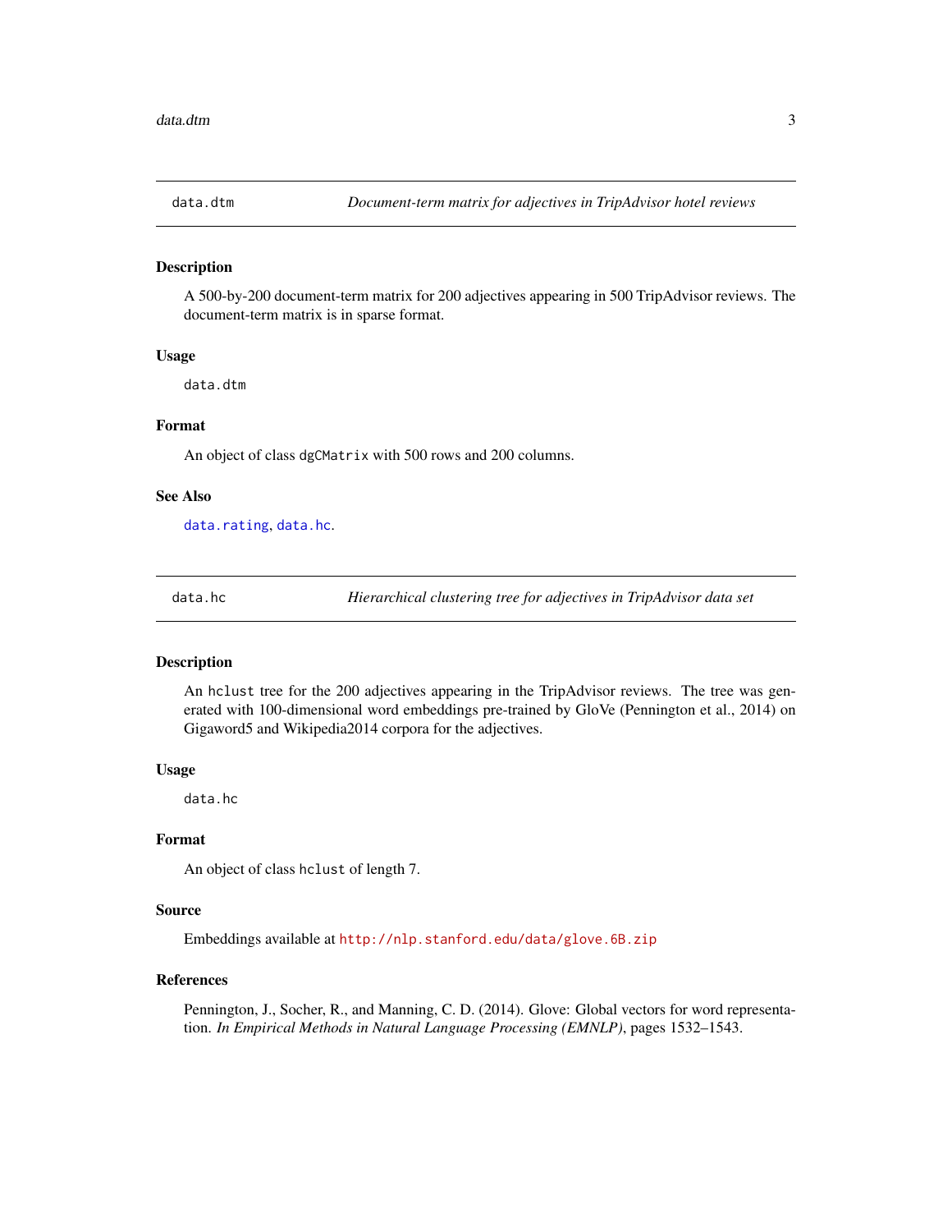## data.dtm — *Document-term matrix for adjectives in TripAdvisor hotel reviews*

### Description

A 500-by-200 document-term matrix for 200 adjectives appearing in 500 TripAdvisor reviews. The document-term matrix is in sparse format.

### Usage

```
data.dtm
```

### Format

An object of class `dgCMatrix` with 500 rows and 200 columns.

### See Also

`data.rating`, `data.hc`.

## data.hc — *Hierarchical clustering tree for adjectives in TripAdvisor data set*

### Description

An `hclust` tree for the 200 adjectives appearing in the TripAdvisor reviews. The tree was generated with 100-dimensional word embeddings pre-trained by GloVe (Pennington et al., 2014) on Gigaword5 and Wikipedia2014 corpora for the adjectives.

### Usage

```
data.hc
```

### Format

An object of class `hclust` of length 7.

### Source

Embeddings available at `http://nlp.stanford.edu/data/glove.6B.zip`

### References

Pennington, J., Socher, R., and Manning, C. D. (2014). Glove: Global vectors for word representation. *In Empirical Methods in Natural Language Processing (EMNLP)*, pages 1532–1543.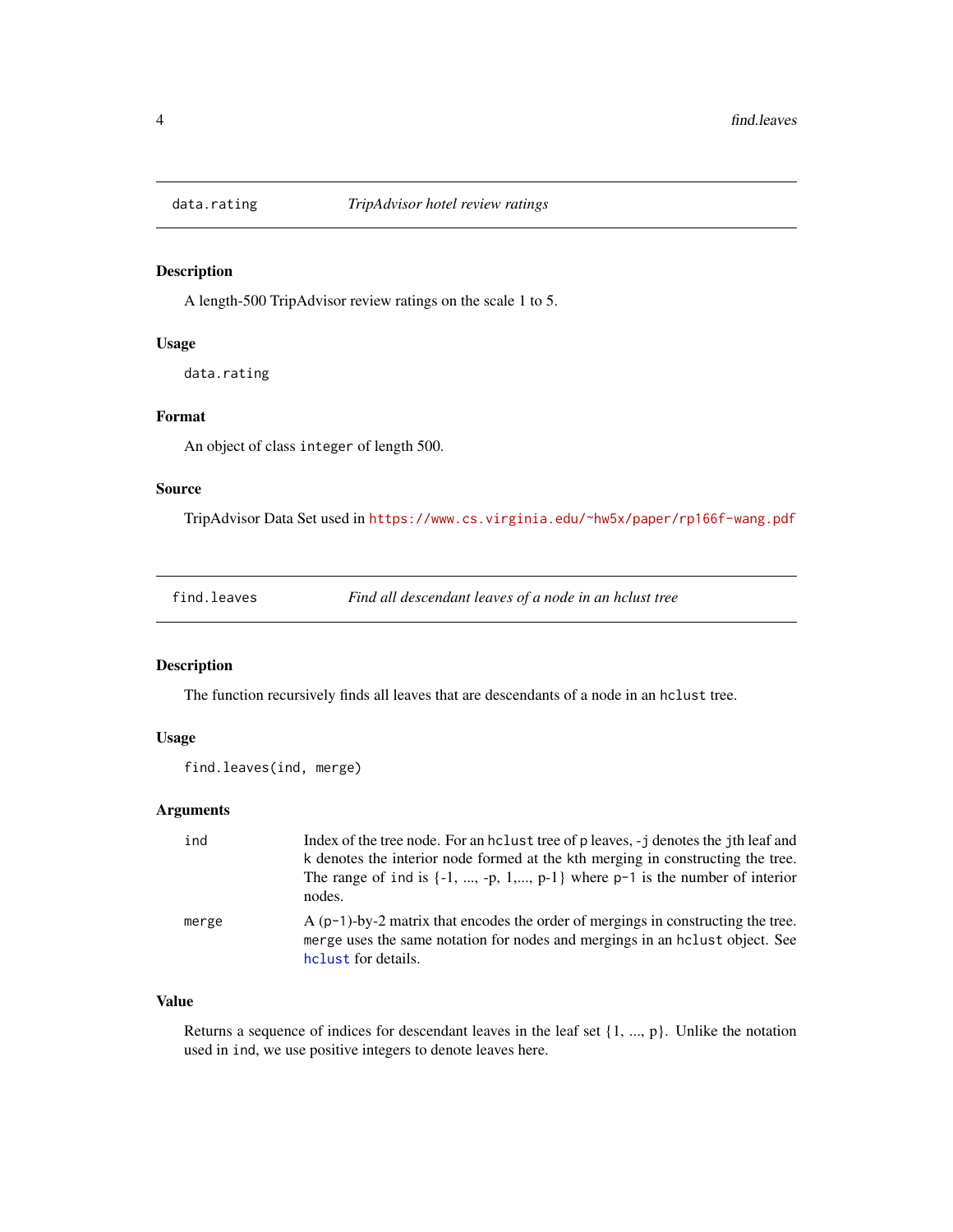## data.rating — *TripAdvisor hotel review ratings*

### Description

A length-500 TripAdvisor review ratings on the scale 1 to 5.

### Usage

```
data.rating
```

### Format

An object of class `integer` of length 500.

### Source

TripAdvisor Data Set used in https://www.cs.virginia.edu/~hw5x/paper/rp166f-wang.pdf

## find.leaves — *Find all descendant leaves of a node in an hclust tree*

### Description

The function recursively finds all leaves that are descendants of a node in an `hclust` tree.

### Usage

```
find.leaves(ind, merge)
```

### Arguments

| | |
|---|---|
| `ind` | Index of the tree node. For an `hclust` tree of p leaves, `-j` denotes the `j`th leaf and `k` denotes the interior node formed at the kth merging in constructing the tree. The range of `ind` is {-1, ..., -p, 1,..., p-1} where `p-1` is the number of interior nodes. |
| `merge` | A (`p-1`)-by-2 matrix that encodes the order of mergings in constructing the tree. `merge` uses the same notation for nodes and mergings in an `hclust` object. See `hclust` for details. |

### Value

Returns a sequence of indices for descendant leaves in the leaf set {1, ..., p}. Unlike the notation used in `ind`, we use positive integers to denote leaves here.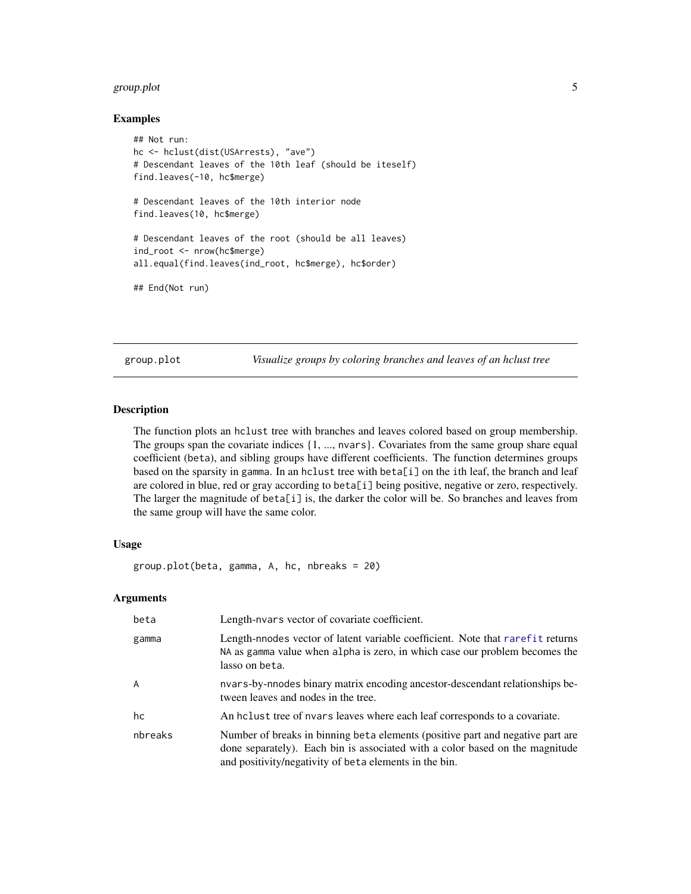### Examples

```
## Not run:
hc <- hclust(dist(USArrests), "ave")
# Descendant leaves of the 10th leaf (should be iteself)
find.leaves(-10, hc$merge)

# Descendant leaves of the 10th interior node
find.leaves(10, hc$merge)

# Descendant leaves of the root (should be all leaves)
ind_root <- nrow(hc$merge)
all.equal(find.leaves(ind_root, hc$merge), hc$order)

## End(Not run)
```

---

## group.plot — *Visualize groups by coloring branches and leaves of an hclust tree*

### Description

The function plots an `hclust` tree with branches and leaves colored based on group membership. The groups span the covariate indices {1, ..., `nvars`}. Covariates from the same group share equal coefficient (`beta`), and sibling groups have different coefficients. The function determines groups based on the sparsity in `gamma`. In an `hclust` tree with `beta[i]` on the `i`th leaf, the branch and leaf are colored in blue, red or gray according to `beta[i]` being positive, negative or zero, respectively. The larger the magnitude of `beta[i]` is, the darker the color will be. So branches and leaves from the same group will have the same color.

### Usage

```
group.plot(beta, gamma, A, hc, nbreaks = 20)
```

### Arguments

| | |
|---|---|
| `beta` | Length-`nvars` vector of covariate coefficient. |
| `gamma` | Length-`nnodes` vector of latent variable coefficient. Note that `rarefit` returns `NA` as `gamma` value when `alpha` is zero, in which case our problem becomes the lasso on `beta`. |
| `A` | `nvars`-by-`nnodes` binary matrix encoding ancestor-descendant relationships between leaves and nodes in the tree. |
| `hc` | An `hclust` tree of `nvars` leaves where each leaf corresponds to a covariate. |
| `nbreaks` | Number of breaks in binning `beta` elements (positive part and negative part are done separately). Each bin is associated with a color based on the magnitude and positivity/negativity of `beta` elements in the bin. |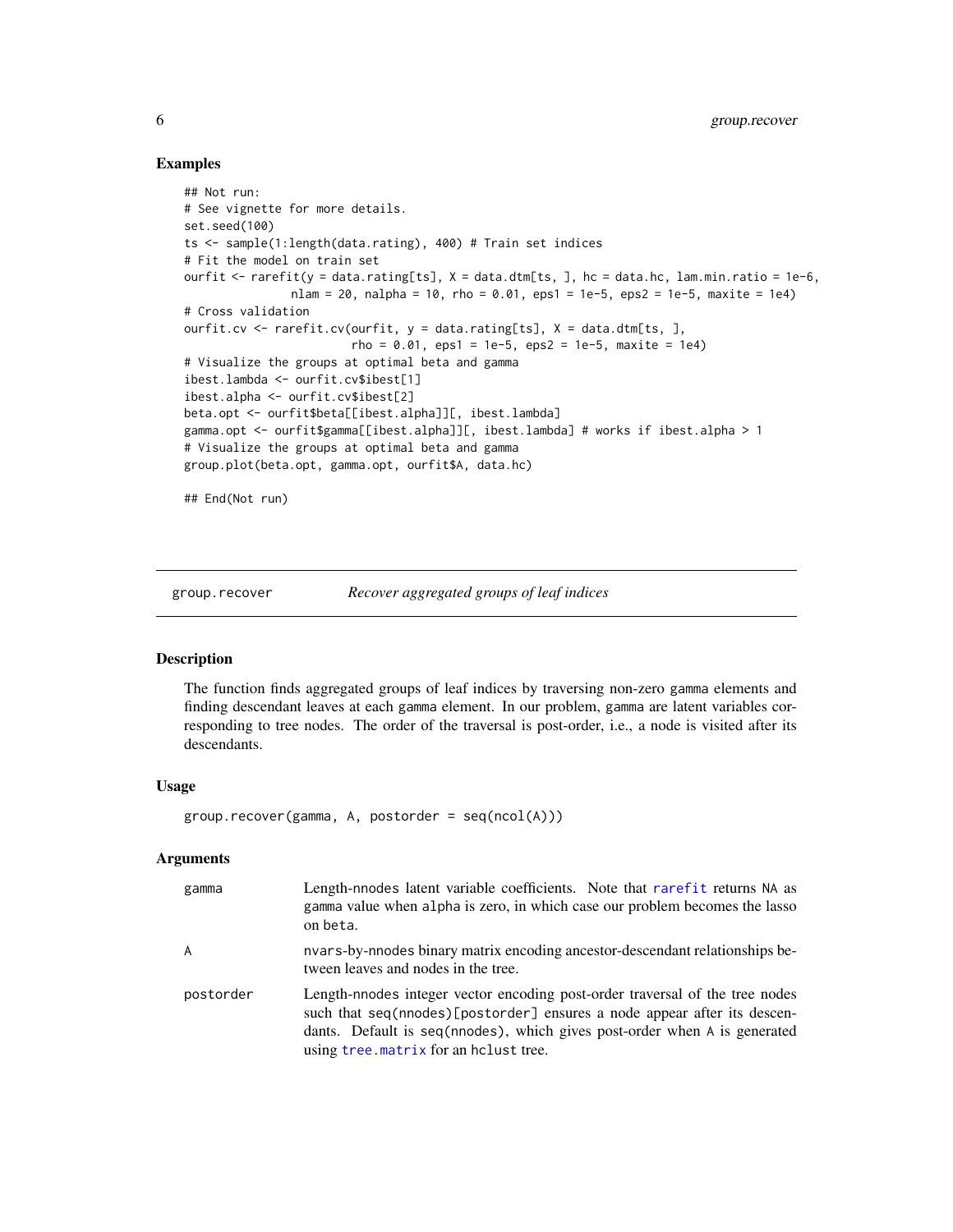### Examples

```
## Not run:
# See vignette for more details.
set.seed(100)
ts <- sample(1:length(data.rating), 400) # Train set indices
# Fit the model on train set
ourfit <- rarefit(y = data.rating[ts], X = data.dtm[ts, ], hc = data.hc, lam.min.ratio = 1e-6,
               nlam = 20, nalpha = 10, rho = 0.01, eps1 = 1e-5, eps2 = 1e-5, maxite = 1e4)
# Cross validation
ourfit.cv <- rarefit.cv(ourfit, y = data.rating[ts], X = data.dtm[ts, ],
                        rho = 0.01, eps1 = 1e-5, eps2 = 1e-5, maxite = 1e4)
# Visualize the groups at optimal beta and gamma
ibest.lambda <- ourfit.cv$ibest[1]
ibest.alpha <- ourfit.cv$ibest[2]
beta.opt <- ourfit$beta[[ibest.alpha]][, ibest.lambda]
gamma.opt <- ourfit$gamma[[ibest.alpha]][, ibest.lambda] # works if ibest.alpha > 1
# Visualize the groups at optimal beta and gamma
group.plot(beta.opt, gamma.opt, ourfit$A, data.hc)

## End(Not run)
```

---

## group.recover — *Recover aggregated groups of leaf indices*

### Description

The function finds aggregated groups of leaf indices by traversing non-zero gamma elements and finding descendant leaves at each gamma element. In our problem, gamma are latent variables corresponding to tree nodes. The order of the traversal is post-order, i.e., a node is visited after its descendants.

### Usage

```
group.recover(gamma, A, postorder = seq(ncol(A)))
```

### Arguments

| | |
|---|---|
| `gamma` | Length-nnodes latent variable coefficients. Note that `rarefit` returns `NA` as gamma value when `alpha` is zero, in which case our problem becomes the lasso on `beta`. |
| `A` | nvars-by-nnodes binary matrix encoding ancestor-descendant relationships between leaves and nodes in the tree. |
| `postorder` | Length-nnodes integer vector encoding post-order traversal of the tree nodes such that `seq(nnodes)[postorder]` ensures a node appear after its descendants. Default is `seq(nnodes)`, which gives post-order when `A` is generated using `tree.matrix` for an `hclust` tree. |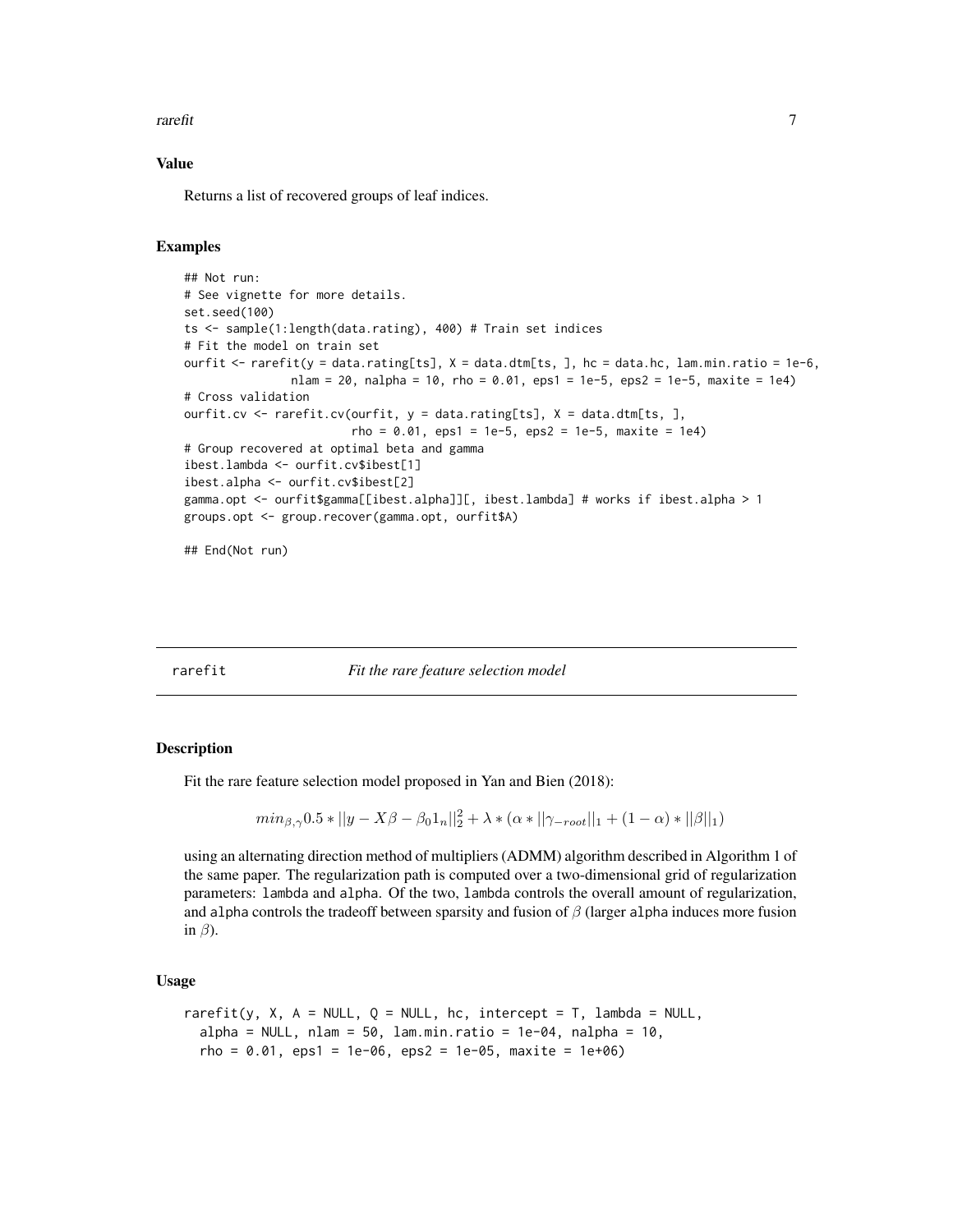### Value

Returns a list of recovered groups of leaf indices.

### Examples

```
## Not run:
# See vignette for more details.
set.seed(100)
ts <- sample(1:length(data.rating), 400) # Train set indices
# Fit the model on train set
ourfit <- rarefit(y = data.rating[ts], X = data.dtm[ts, ], hc = data.hc, lam.min.ratio = 1e-6,
                  nlam = 20, nalpha = 10, rho = 0.01, eps1 = 1e-5, eps2 = 1e-5, maxite = 1e4)
# Cross validation
ourfit.cv <- rarefit.cv(ourfit, y = data.rating[ts], X = data.dtm[ts, ],
                        rho = 0.01, eps1 = 1e-5, eps2 = 1e-5, maxite = 1e4)
# Group recovered at optimal beta and gamma
ibest.lambda <- ourfit.cv$ibest[1]
ibest.alpha <- ourfit.cv$ibest[2]
gamma.opt <- ourfit$gamma[[ibest.alpha]][, ibest.lambda] # works if ibest.alpha > 1
groups.opt <- group.recover(gamma.opt, ourfit$A)

## End(Not run)
```

## rarefit — *Fit the rare feature selection model*

### Description

Fit the rare feature selection model proposed in Yan and Bien (2018):

$$min_{\beta,\gamma} 0.5 * ||y - X\beta - \beta_0 1_n||_2^2 + \lambda * (\alpha * ||\gamma_{-root}||_1 + (1 - \alpha) * ||\beta||_1)$$

using an alternating direction method of multipliers (ADMM) algorithm described in Algorithm 1 of the same paper. The regularization path is computed over a two-dimensional grid of regularization parameters: lambda and alpha. Of the two, lambda controls the overall amount of regularization, and alpha controls the tradeoff between sparsity and fusion of $\beta$ (larger alpha induces more fusion in $\beta$).

### Usage

```
rarefit(y, X, A = NULL, Q = NULL, hc, intercept = T, lambda = NULL,
  alpha = NULL, nlam = 50, lam.min.ratio = 1e-04, nalpha = 10,
  rho = 0.01, eps1 = 1e-06, eps2 = 1e-05, maxite = 1e+06)
```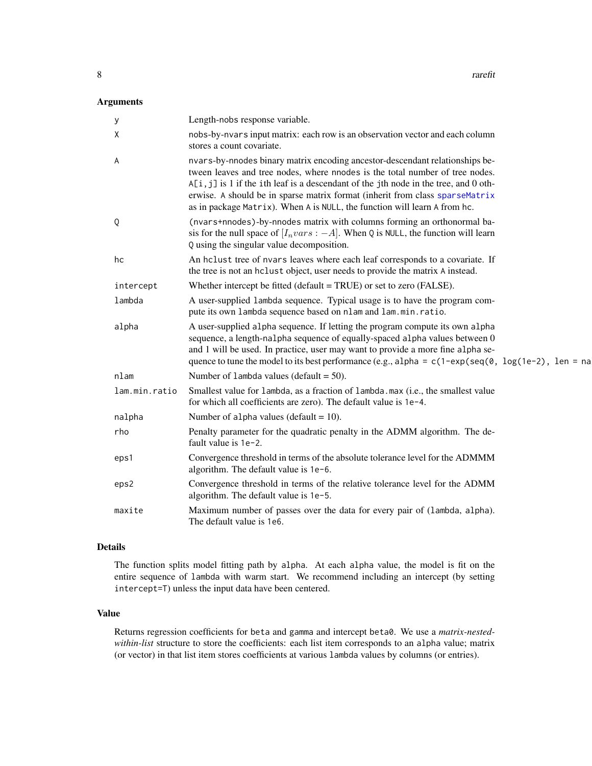## Arguments

| | |
|---|---|
| y | Length-nobs response variable. |
| X | nobs-by-nvars input matrix: each row is an observation vector and each column stores a count covariate. |
| A | nvars-by-nnodes binary matrix encoding ancestor-descendant relationships between leaves and tree nodes, where nnodes is the total number of tree nodes. A[i,j] is 1 if the ith leaf is a descendant of the jth node in the tree, and 0 otherwise. A should be in sparse matrix format (inherit from class sparseMatrix as in package Matrix). When A is NULL, the function will learn A from hc. |
| Q | (nvars+nnodes)-by-nnodes matrix with columns forming an orthonormal basis for the null space of $[I_nvars : -A]$. When Q is NULL, the function will learn Q using the singular value decomposition. |
| hc | An hclust tree of nvars leaves where each leaf corresponds to a covariate. If the tree is not an hclust object, user needs to provide the matrix A instead. |
| intercept | Whether intercept be fitted (default = TRUE) or set to zero (FALSE). |
| lambda | A user-supplied lambda sequence. Typical usage is to have the program compute its own lambda sequence based on nlam and lam.min.ratio. |
| alpha | A user-supplied alpha sequence. If letting the program compute its own alpha sequence, a length-nalpha sequence of equally-spaced alpha values between 0 and 1 will be used. In practice, user may want to provide a more fine alpha sequence to tune the model to its best performance (e.g., alpha = c(1-exp(seq(0, log(1e-2), len = na |
| nlam | Number of lambda values (default = 50). |
| lam.min.ratio | Smallest value for lambda, as a fraction of lambda.max (i.e., the smallest value for which all coefficients are zero). The default value is 1e-4. |
| nalpha | Number of alpha values (default = 10). |
| rho | Penalty parameter for the quadratic penalty in the ADMM algorithm. The default value is 1e-2. |
| eps1 | Convergence threshold in terms of the absolute tolerance level for the ADMMM algorithm. The default value is 1e-6. |
| eps2 | Convergence threshold in terms of the relative tolerance level for the ADMM algorithm. The default value is 1e-5. |
| maxite | Maximum number of passes over the data for every pair of (lambda, alpha). The default value is 1e6. |

## Details

The function splits model fitting path by alpha. At each alpha value, the model is fit on the entire sequence of lambda with warm start. We recommend including an intercept (by setting intercept=T) unless the input data have been centered.

## Value

Returns regression coefficients for beta and gamma and intercept beta0. We use a *matrix-nested-within-list* structure to store the coefficients: each list item corresponds to an alpha value; matrix (or vector) in that list item stores coefficients at various lambda values by columns (or entries).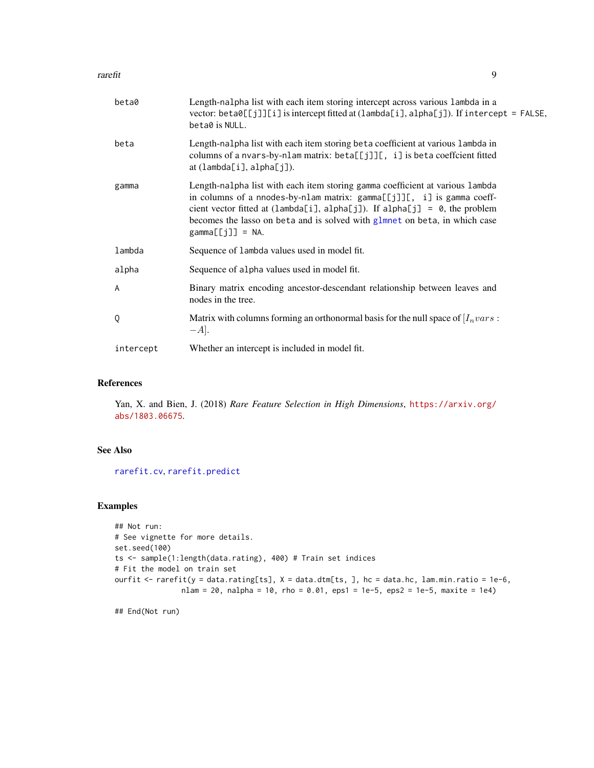| | |
|---|---|
| beta0 | Length-nalpha list with each item storing intercept across various lambda in a vector: beta0[[j]][i] is intercept fitted at (lambda[i], alpha[j]). If intercept = FALSE, beta0 is NULL. |
| beta | Length-nalpha list with each item storing beta coefficient at various lambda in columns of a nvars-by-nlam matrix: beta[[j]][, i] is beta coeffcient fitted at (lambda[i], alpha[j]). |
| gamma | Length-nalpha list with each item storing gamma coefficient at various lambda in columns of a nnodes-by-nlam matrix: gamma[[j]][, i] is gamma coefficient vector fitted at (lambda[i], alpha[j]). If alpha[j] = 0, the problem becomes the lasso on beta and is solved with glmnet on beta, in which case gamma[[j]] = NA. |
| lambda | Sequence of lambda values used in model fit. |
| alpha | Sequence of alpha values used in model fit. |
| A | Binary matrix encoding ancestor-descendant relationship between leaves and nodes in the tree. |
| Q | Matrix with columns forming an orthonormal basis for the null space of $[I_n vars : -A]$. |
| intercept | Whether an intercept is included in model fit. |

## References

Yan, X. and Bien, J. (2018) *Rare Feature Selection in High Dimensions*, https://arxiv.org/abs/1803.06675.

## See Also

rarefit.cv, rarefit.predict

## Examples

```
## Not run:
# See vignette for more details.
set.seed(100)
ts <- sample(1:length(data.rating), 400) # Train set indices
# Fit the model on train set
ourfit <- rarefit(y = data.rating[ts], X = data.dtm[ts, ], hc = data.hc, lam.min.ratio = 1e-6,
                 nlam = 20, nalpha = 10, rho = 0.01, eps1 = 1e-5, eps2 = 1e-5, maxite = 1e4)

## End(Not run)
```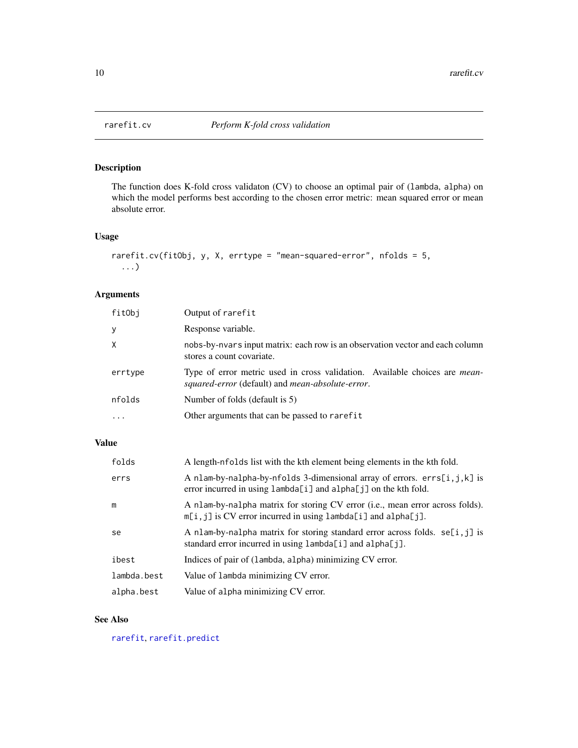## rarefit.cv *Perform K-fold cross validation*

### Description

The function does K-fold cross validaton (CV) to choose an optimal pair of (lambda, alpha) on which the model performs best according to the chosen error metric: mean squared error or mean absolute error.

### Usage

```
rarefit.cv(fitObj, y, X, errtype = "mean-squared-error", nfolds = 5,
  ...)
```

### Arguments

| | |
|---|---|
| fitObj | Output of rarefit |
| y | Response variable. |
| X | nobs-by-nvars input matrix: each row is an observation vector and each column stores a count covariate. |
| errtype | Type of error metric used in cross validation. Available choices are *mean-squared-error* (default) and *mean-absolute-error*. |
| nfolds | Number of folds (default is 5) |
| ... | Other arguments that can be passed to rarefit |

### Value

| | |
|---|---|
| folds | A length-nfolds list with the kth element being elements in the kth fold. |
| errs | A nlam-by-nalpha-by-nfolds 3-dimensional array of errors. errs[i,j,k] is error incurred in using lambda[i] and alpha[j] on the kth fold. |
| m | A nlam-by-nalpha matrix for storing CV error (i.e., mean error across folds). m[i,j] is CV error incurred in using lambda[i] and alpha[j]. |
| se | A nlam-by-nalpha matrix for storing standard error across folds. se[i,j] is standard error incurred in using lambda[i] and alpha[j]. |
| ibest | Indices of pair of (lambda, alpha) minimizing CV error. |
| lambda.best | Value of lambda minimizing CV error. |
| alpha.best | Value of alpha minimizing CV error. |

### See Also

rarefit, rarefit.predict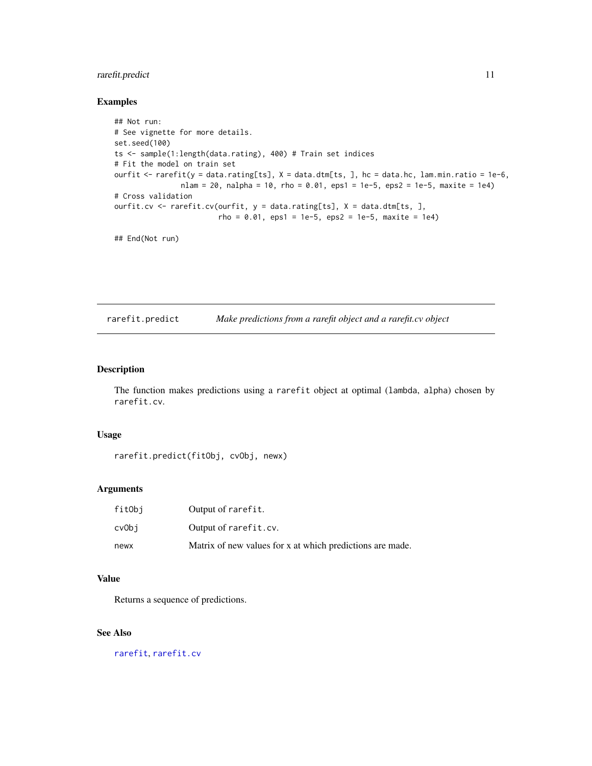### Examples

```
## Not run:
# See vignette for more details.
set.seed(100)
ts <- sample(1:length(data.rating), 400) # Train set indices
# Fit the model on train set
ourfit <- rarefit(y = data.rating[ts], X = data.dtm[ts, ], hc = data.hc, lam.min.ratio = 1e-6,
                  nlam = 20, nalpha = 10, rho = 0.01, eps1 = 1e-5, eps2 = 1e-5, maxite = 1e4)
# Cross validation
ourfit.cv <- rarefit.cv(ourfit, y = data.rating[ts], X = data.dtm[ts, ],
                        rho = 0.01, eps1 = 1e-5, eps2 = 1e-5, maxite = 1e4)

## End(Not run)
```

---

## rarefit.predict — *Make predictions from a rarefit object and a rarefit.cv object*

### Description

The function makes predictions using a `rarefit` object at optimal (`lambda`, `alpha`) chosen by `rarefit.cv`.

### Usage

```
rarefit.predict(fitObj, cvObj, newx)
```

### Arguments

| | |
|---|---|
| fitObj | Output of `rarefit`. |
| cvObj | Output of `rarefit.cv`. |
| newx | Matrix of new values for x at which predictions are made. |

### Value

Returns a sequence of predictions.

### See Also

rarefit, rarefit.cv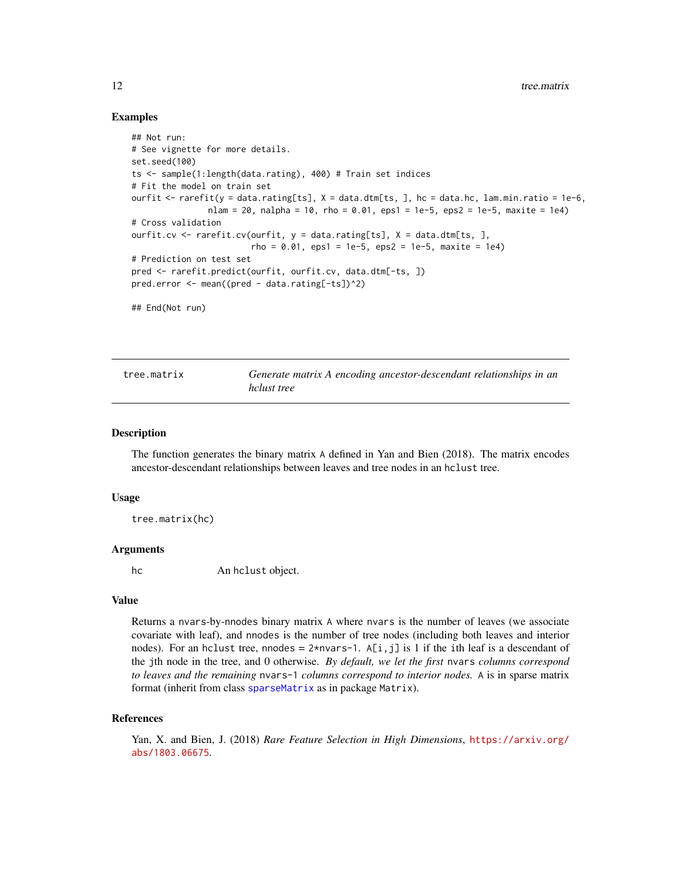### Examples

```
## Not run:
# See vignette for more details.
set.seed(100)
ts <- sample(1:length(data.rating), 400) # Train set indices
# Fit the model on train set
ourfit <- rarefit(y = data.rating[ts], X = data.dtm[ts, ], hc = data.hc, lam.min.ratio = 1e-6,
                nlam = 20, nalpha = 10, rho = 0.01, eps1 = 1e-5, eps2 = 1e-5, maxite = 1e4)
# Cross validation
ourfit.cv <- rarefit.cv(ourfit, y = data.rating[ts], X = data.dtm[ts, ],
                        rho = 0.01, eps1 = 1e-5, eps2 = 1e-5, maxite = 1e4)
# Prediction on test set
pred <- rarefit.predict(ourfit, ourfit.cv, data.dtm[-ts, ])
pred.error <- mean((pred - data.rating[-ts])^2)

## End(Not run)
```

---

## tree.matrix — *Generate matrix A encoding ancestor-descendant relationships in an hclust tree*

### Description

The function generates the binary matrix A defined in Yan and Bien (2018). The matrix encodes ancestor-descendant relationships between leaves and tree nodes in an `hclust` tree.

### Usage

```
tree.matrix(hc)
```

### Arguments

`hc` An `hclust` object.

### Value

Returns a `nvars`-by-`nnodes` binary matrix `A` where `nvars` is the number of leaves (we associate covariate with leaf), and `nnodes` is the number of tree nodes (including both leaves and interior nodes). For an `hclust` tree, `nnodes = 2*nvars-1`. `A[i,j]` is 1 if the `i`th leaf is a descendant of the `j`th node in the tree, and 0 otherwise. *By default, we let the first* `nvars` *columns correspond to leaves and the remaining* `nvars-1` *columns correspond to interior nodes.* `A` is in sparse matrix format (inherit from class `sparseMatrix` as in package `Matrix`).

### References

Yan, X. and Bien, J. (2018) *Rare Feature Selection in High Dimensions*, https://arxiv.org/abs/1803.06675.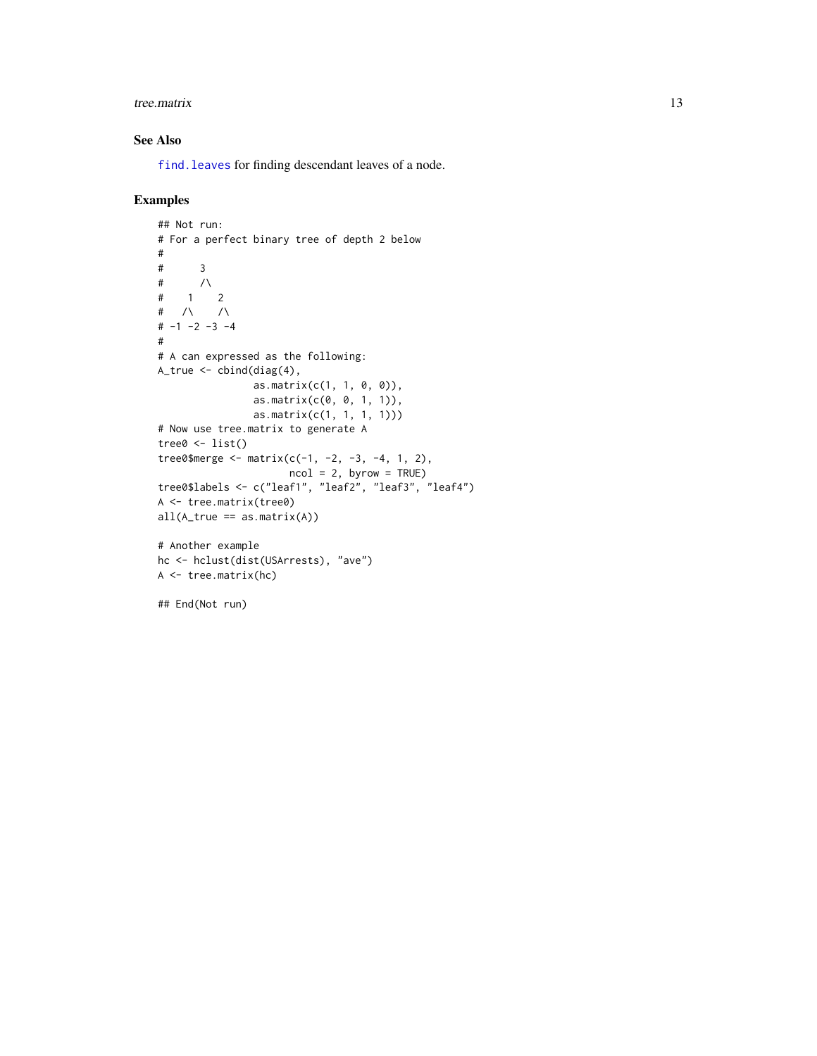### See Also

find.leaves for finding descendant leaves of a node.

### Examples

```
## Not run:
# For a perfect binary tree of depth 2 below
#
#      3
#      /\
#    1    2
#   /\    /\
# -1 -2 -3 -4
#
# A can expressed as the following:
A_true <- cbind(diag(4),
                as.matrix(c(1, 1, 0, 0)),
                as.matrix(c(0, 0, 1, 1)),
                as.matrix(c(1, 1, 1, 1)))
# Now use tree.matrix to generate A
tree0 <- list()
tree0$merge <- matrix(c(-1, -2, -3, -4, 1, 2),
                      ncol = 2, byrow = TRUE)
tree0$labels <- c("leaf1", "leaf2", "leaf3", "leaf4")
A <- tree.matrix(tree0)
all(A_true == as.matrix(A))

# Another example
hc <- hclust(dist(USArrests), "ave")
A <- tree.matrix(hc)

## End(Not run)
```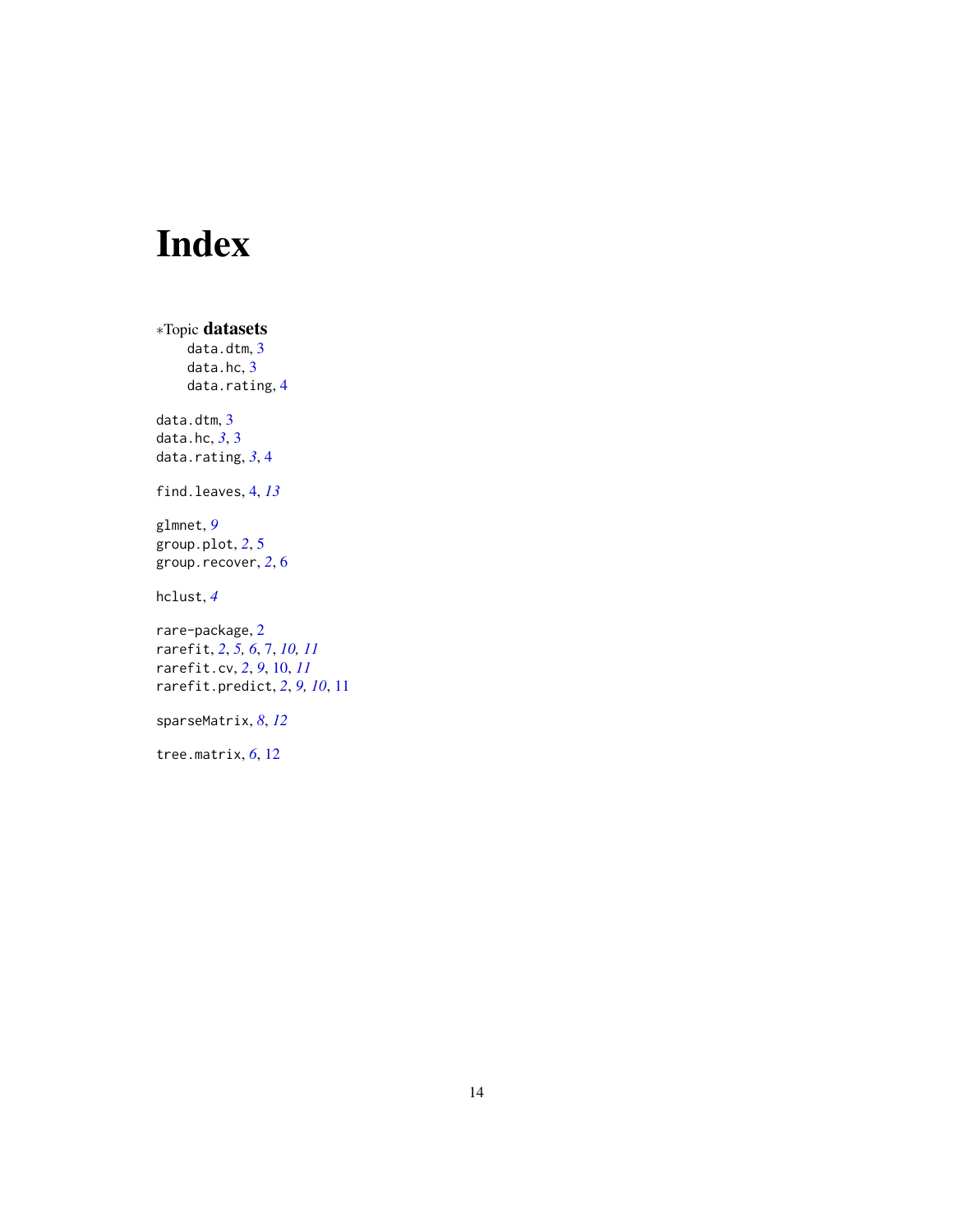# Index

*Topic **datasets**

data.dtm, 3
data.hc, 3
data.rating, 4

data.dtm, 3
data.hc, *3*, 3
data.rating, *3*, 4

find.leaves, 4, *13*

glmnet, *9*
group.plot, *2*, 5
group.recover, *2*, 6

hclust, *4*

rare-package, 2
rarefit, *2*, *5, 6*, 7, *10, 11*
rarefit.cv, *2*, *9*, 10, *11*
rarefit.predict, *2*, *9, 10*, 11

sparseMatrix, *8*, *12*

tree.matrix, *6*, 12